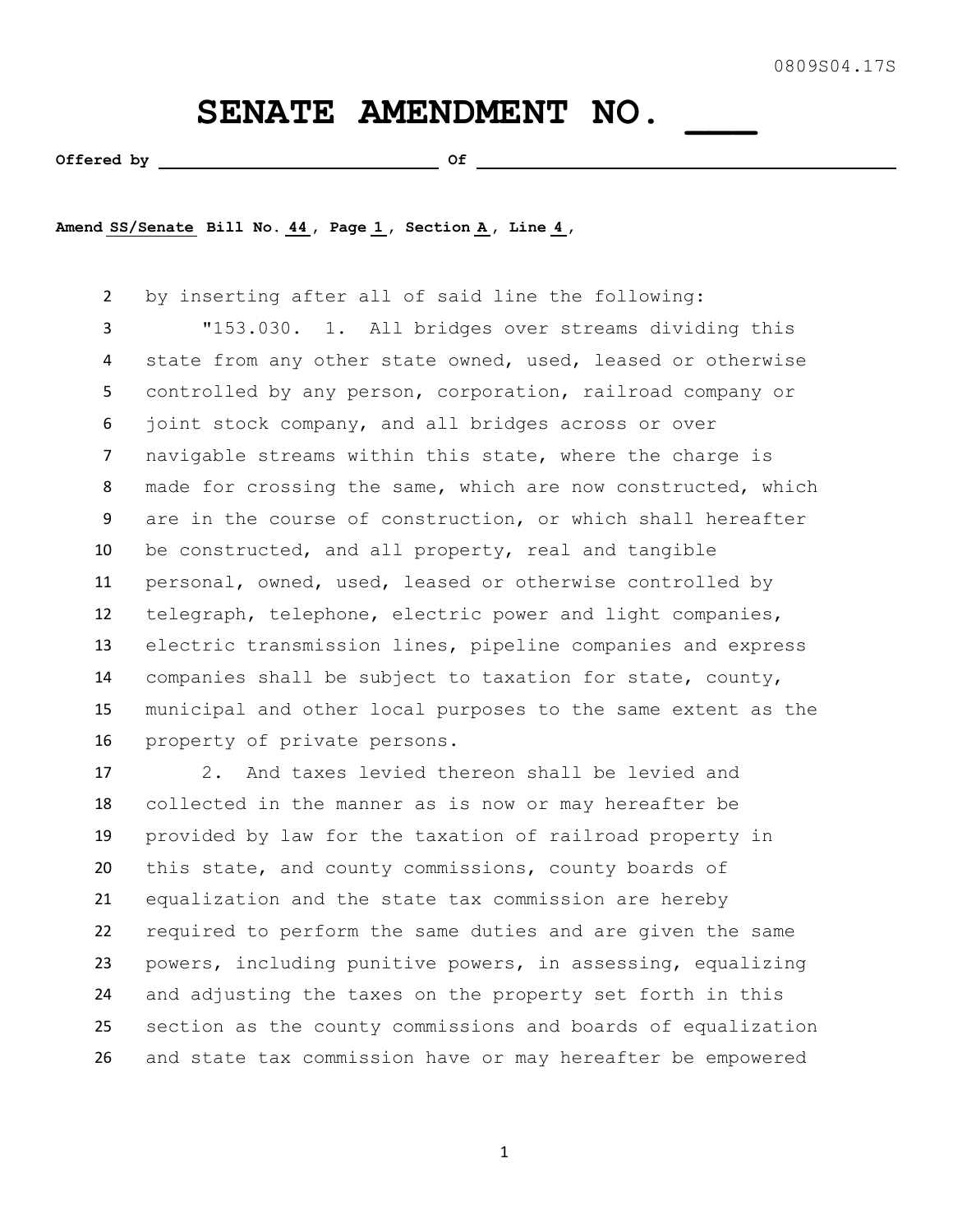0809S04.17S

# SENATE AMENDMENT NO. ___

**Offered by** ______________________ **Of** ______________________

**Amend SS/Senate Bill No. 44, Page 1, Section A, Line 4,**

2 by inserting after all of said line the following:

3 "153.030. 1. All bridges over streams dividing this
4 state from any other state owned, used, leased or otherwise
5 controlled by any person, corporation, railroad company or
6 joint stock company, and all bridges across or over
7 navigable streams within this state, where the charge is
8 made for crossing the same, which are now constructed, which
9 are in the course of construction, or which shall hereafter
10 be constructed, and all property, real and tangible
11 personal, owned, used, leased or otherwise controlled by
12 telegraph, telephone, electric power and light companies,
13 electric transmission lines, pipeline companies and express
14 companies shall be subject to taxation for state, county,
15 municipal and other local purposes to the same extent as the
16 property of private persons.

17 2. And taxes levied thereon shall be levied and
18 collected in the manner as is now or may hereafter be
19 provided by law for the taxation of railroad property in
20 this state, and county commissions, county boards of
21 equalization and the state tax commission are hereby
22 required to perform the same duties and are given the same
23 powers, including punitive powers, in assessing, equalizing
24 and adjusting the taxes on the property set forth in this
25 section as the county commissions and boards of equalization
26 and state tax commission have or may hereafter be empowered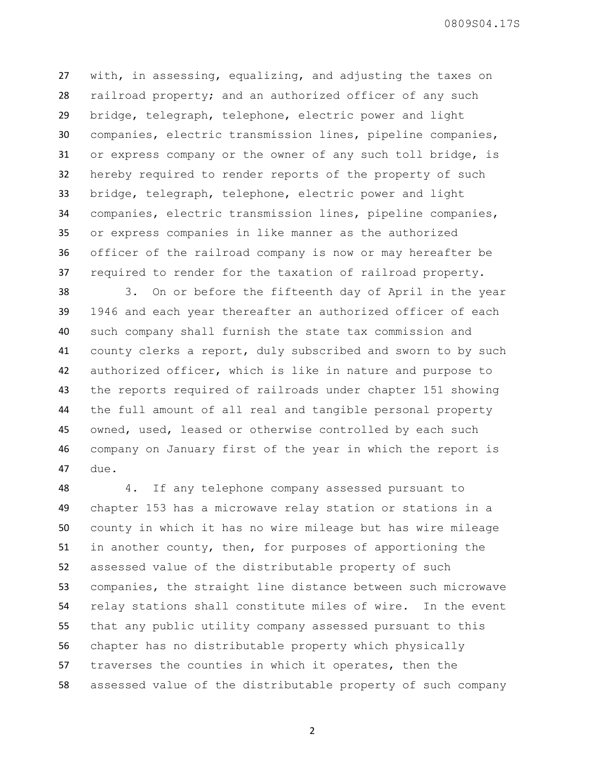with, in assessing, equalizing, and adjusting the taxes on railroad property; and an authorized officer of any such bridge, telegraph, telephone, electric power and light companies, electric transmission lines, pipeline companies, or express company or the owner of any such toll bridge, is hereby required to render reports of the property of such bridge, telegraph, telephone, electric power and light companies, electric transmission lines, pipeline companies, or express companies in like manner as the authorized officer of the railroad company is now or may hereafter be required to render for the taxation of railroad property.

3. On or before the fifteenth day of April in the year 1946 and each year thereafter an authorized officer of each such company shall furnish the state tax commission and county clerks a report, duly subscribed and sworn to by such authorized officer, which is like in nature and purpose to the reports required of railroads under chapter 151 showing the full amount of all real and tangible personal property owned, used, leased or otherwise controlled by each such company on January first of the year in which the report is due.

4. If any telephone company assessed pursuant to chapter 153 has a microwave relay station or stations in a county in which it has no wire mileage but has wire mileage in another county, then, for purposes of apportioning the assessed value of the distributable property of such companies, the straight line distance between such microwave relay stations shall constitute miles of wire. In the event that any public utility company assessed pursuant to this chapter has no distributable property which physically traverses the counties in which it operates, then the assessed value of the distributable property of such company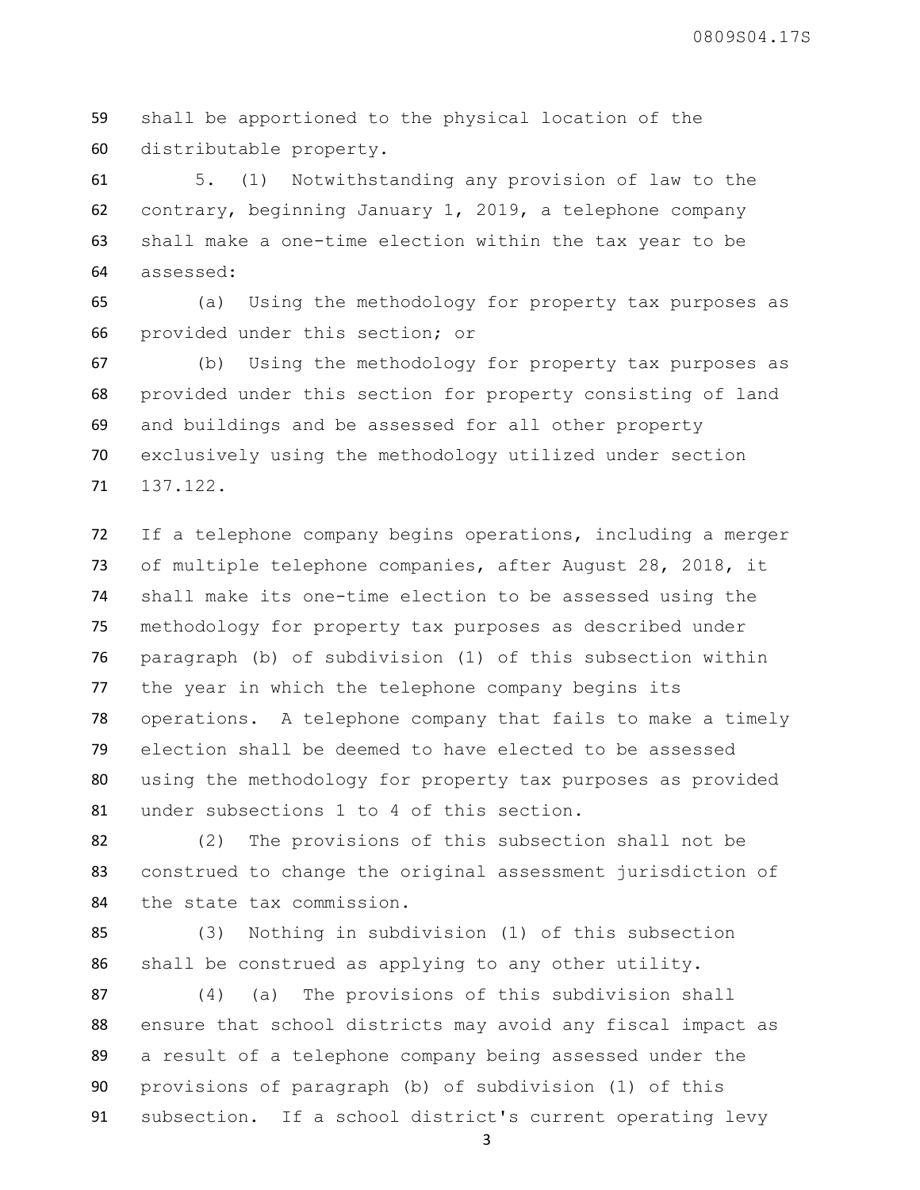shall be apportioned to the physical location of the distributable property.

5. (1) Notwithstanding any provision of law to the contrary, beginning January 1, 2019, a telephone company shall make a one-time election within the tax year to be assessed:

(a) Using the methodology for property tax purposes as provided under this section; or

(b) Using the methodology for property tax purposes as provided under this section for property consisting of land and buildings and be assessed for all other property exclusively using the methodology utilized under section 137.122.

If a telephone company begins operations, including a merger of multiple telephone companies, after August 28, 2018, it shall make its one-time election to be assessed using the methodology for property tax purposes as described under paragraph (b) of subdivision (1) of this subsection within the year in which the telephone company begins its operations. A telephone company that fails to make a timely election shall be deemed to have elected to be assessed using the methodology for property tax purposes as provided under subsections 1 to 4 of this section.

(2) The provisions of this subsection shall not be construed to change the original assessment jurisdiction of the state tax commission.

(3) Nothing in subdivision (1) of this subsection shall be construed as applying to any other utility.

(4) (a) The provisions of this subdivision shall ensure that school districts may avoid any fiscal impact as a result of a telephone company being assessed under the provisions of paragraph (b) of subdivision (1) of this subsection. If a school district's current operating levy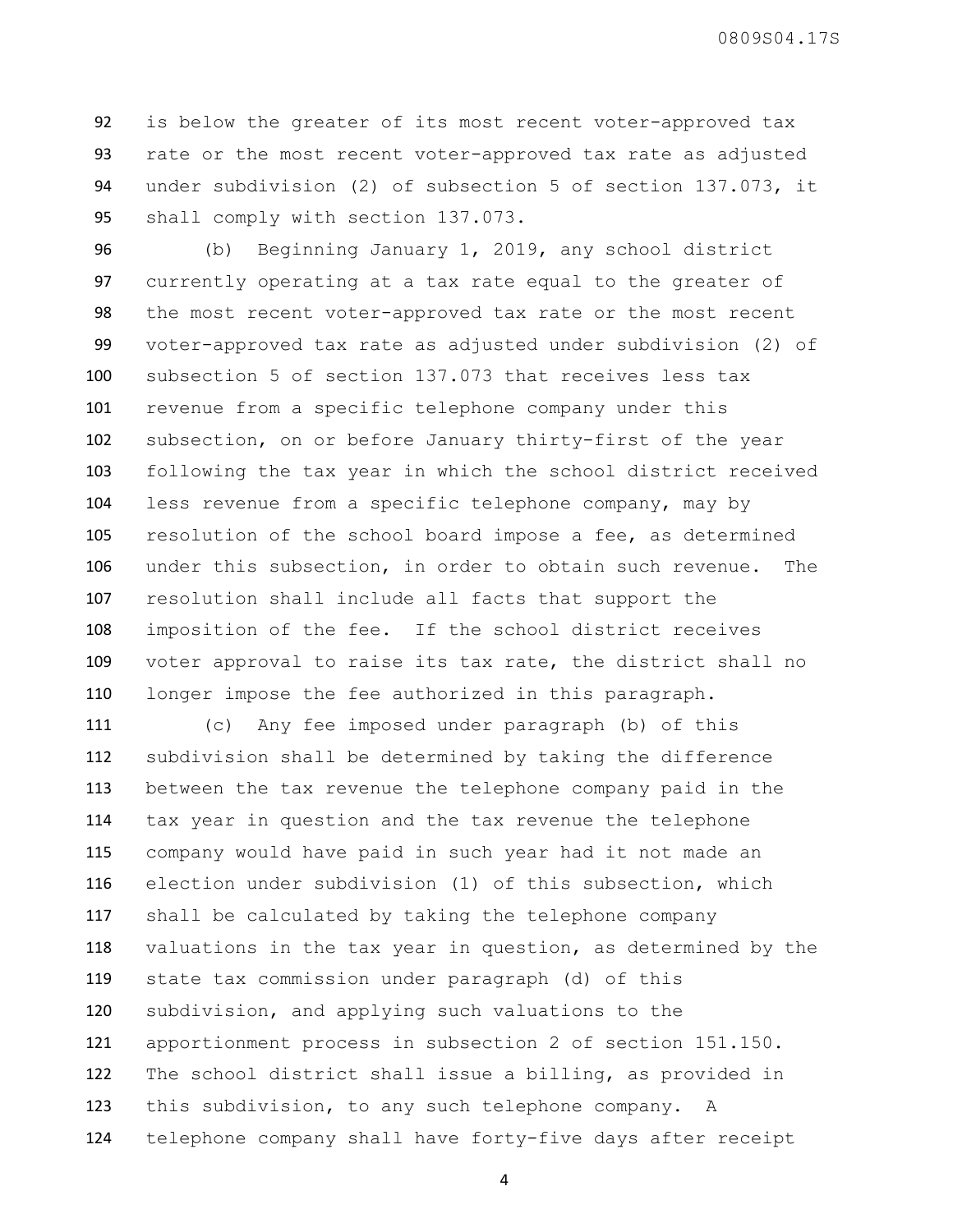is below the greater of its most recent voter-approved tax rate or the most recent voter-approved tax rate as adjusted under subdivision (2) of subsection 5 of section 137.073, it shall comply with section 137.073.

(b) Beginning January 1, 2019, any school district currently operating at a tax rate equal to the greater of the most recent voter-approved tax rate or the most recent voter-approved tax rate as adjusted under subdivision (2) of subsection 5 of section 137.073 that receives less tax revenue from a specific telephone company under this subsection, on or before January thirty-first of the year following the tax year in which the school district received less revenue from a specific telephone company, may by resolution of the school board impose a fee, as determined under this subsection, in order to obtain such revenue. The resolution shall include all facts that support the imposition of the fee. If the school district receives voter approval to raise its tax rate, the district shall no longer impose the fee authorized in this paragraph.

(c) Any fee imposed under paragraph (b) of this subdivision shall be determined by taking the difference between the tax revenue the telephone company paid in the tax year in question and the tax revenue the telephone company would have paid in such year had it not made an election under subdivision (1) of this subsection, which shall be calculated by taking the telephone company valuations in the tax year in question, as determined by the state tax commission under paragraph (d) of this subdivision, and applying such valuations to the apportionment process in subsection 2 of section 151.150. The school district shall issue a billing, as provided in this subdivision, to any such telephone company. A telephone company shall have forty-five days after receipt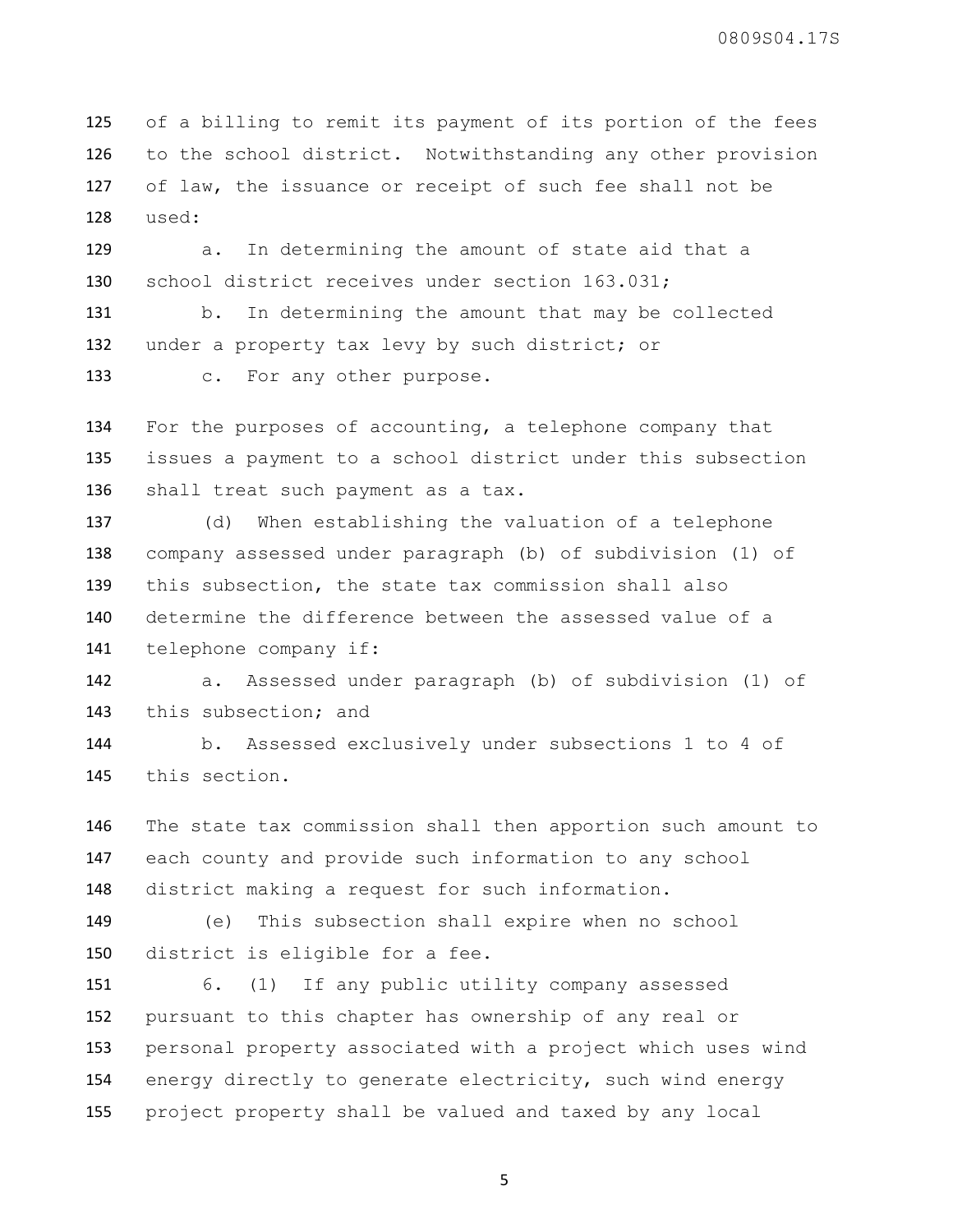of a billing to remit its payment of its portion of the fees to the school district. Notwithstanding any other provision of law, the issuance or receipt of such fee shall not be used:

a. In determining the amount of state aid that a school district receives under section 163.031;

b. In determining the amount that may be collected under a property tax levy by such district; or

c. For any other purpose.

For the purposes of accounting, a telephone company that issues a payment to a school district under this subsection shall treat such payment as a tax.

(d) When establishing the valuation of a telephone company assessed under paragraph (b) of subdivision (1) of this subsection, the state tax commission shall also determine the difference between the assessed value of a telephone company if:

a. Assessed under paragraph (b) of subdivision (1) of this subsection; and

b. Assessed exclusively under subsections 1 to 4 of this section.

The state tax commission shall then apportion such amount to each county and provide such information to any school district making a request for such information.

(e) This subsection shall expire when no school district is eligible for a fee.

6. (1) If any public utility company assessed pursuant to this chapter has ownership of any real or personal property associated with a project which uses wind energy directly to generate electricity, such wind energy project property shall be valued and taxed by any local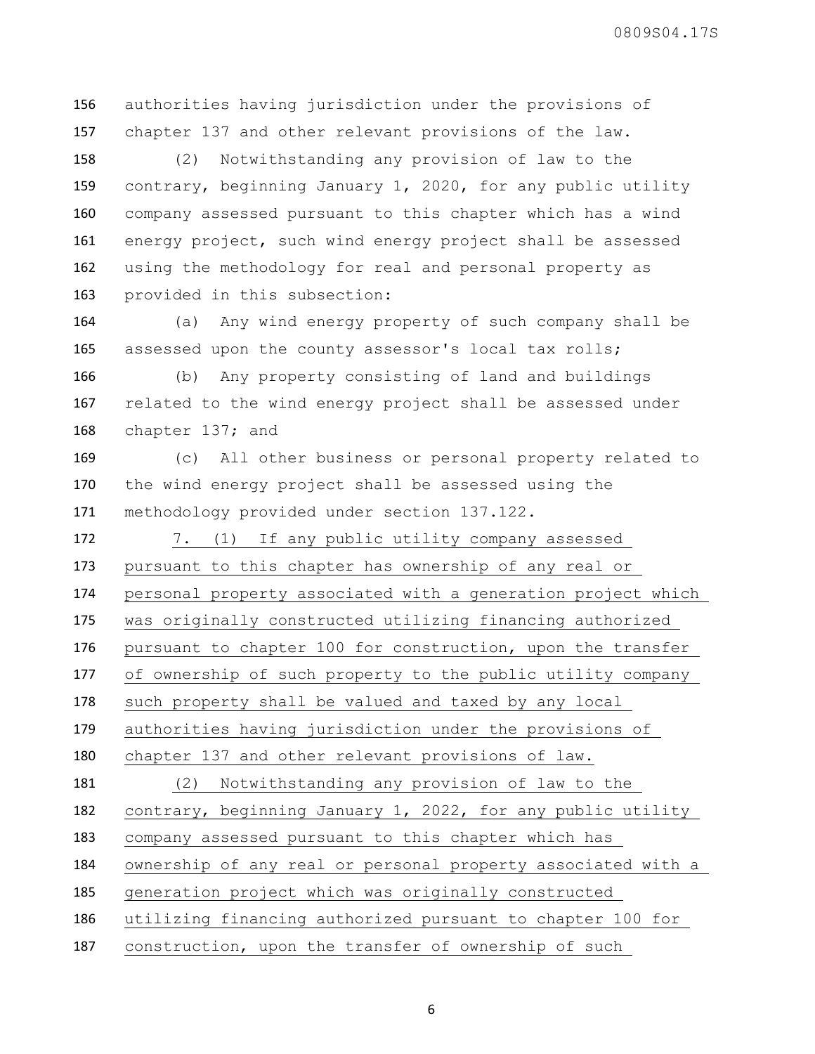authorities having jurisdiction under the provisions of chapter 137 and other relevant provisions of the law.

(2) Notwithstanding any provision of law to the contrary, beginning January 1, 2020, for any public utility company assessed pursuant to this chapter which has a wind energy project, such wind energy project shall be assessed using the methodology for real and personal property as provided in this subsection:

(a) Any wind energy property of such company shall be assessed upon the county assessor's local tax rolls;

(b) Any property consisting of land and buildings related to the wind energy project shall be assessed under chapter 137; and

(c) All other business or personal property related to the wind energy project shall be assessed using the methodology provided under section 137.122.

7. (1) If any public utility company assessed pursuant to this chapter has ownership of any real or personal property associated with a generation project which was originally constructed utilizing financing authorized pursuant to chapter 100 for construction, upon the transfer of ownership of such property to the public utility company such property shall be valued and taxed by any local authorities having jurisdiction under the provisions of chapter 137 and other relevant provisions of law.

(2) Notwithstanding any provision of law to the contrary, beginning January 1, 2022, for any public utility company assessed pursuant to this chapter which has ownership of any real or personal property associated with a generation project which was originally constructed utilizing financing authorized pursuant to chapter 100 for construction, upon the transfer of ownership of such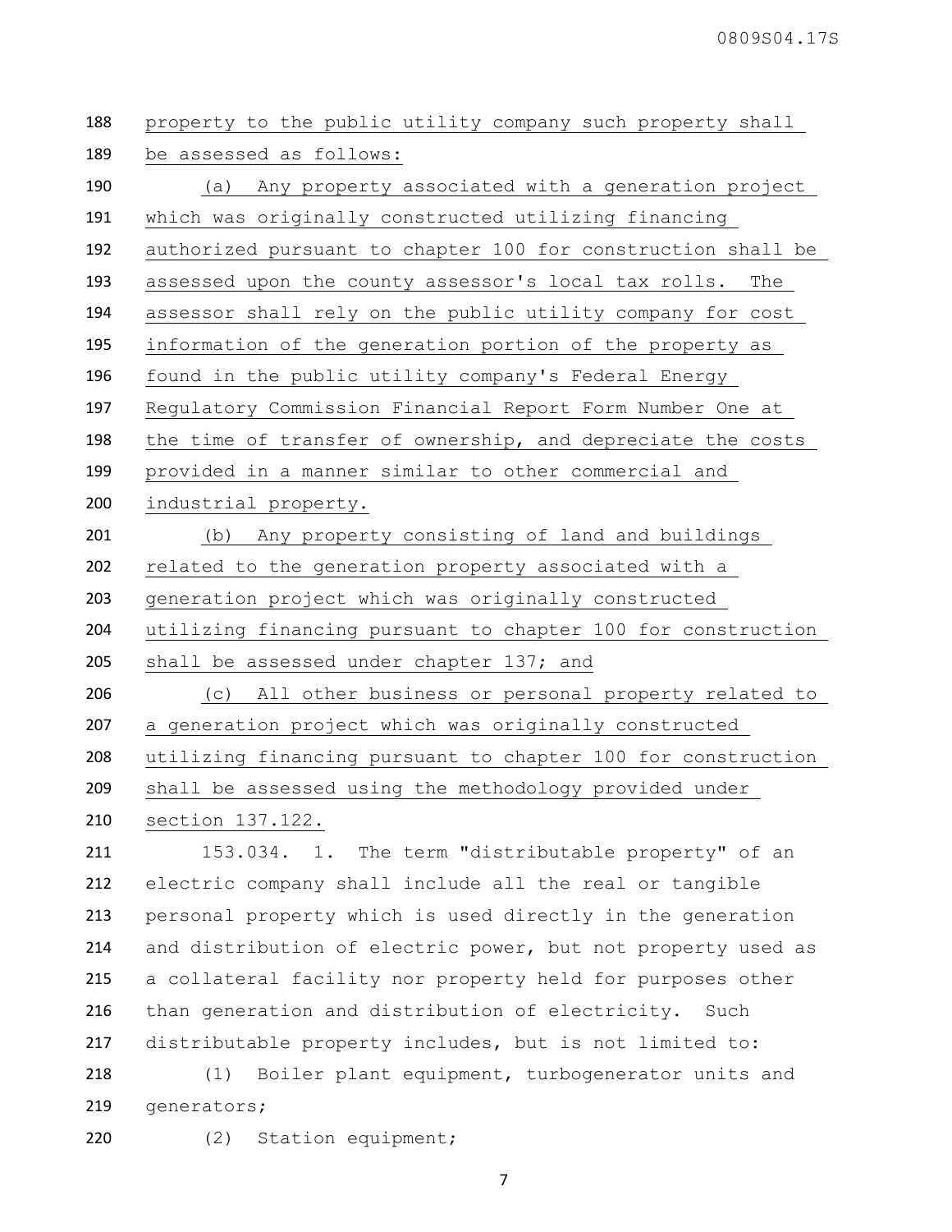property to the public utility company such property shall be assessed as follows:

(a) Any property associated with a generation project which was originally constructed utilizing financing authorized pursuant to chapter 100 for construction shall be assessed upon the county assessor's local tax rolls. The assessor shall rely on the public utility company for cost information of the generation portion of the property as found in the public utility company's Federal Energy Regulatory Commission Financial Report Form Number One at the time of transfer of ownership, and depreciate the costs provided in a manner similar to other commercial and industrial property.

(b) Any property consisting of land and buildings related to the generation property associated with a generation project which was originally constructed utilizing financing pursuant to chapter 100 for construction shall be assessed under chapter 137; and

(c) All other business or personal property related to a generation project which was originally constructed utilizing financing pursuant to chapter 100 for construction shall be assessed using the methodology provided under section 137.122.

153.034. 1. The term "distributable property" of an electric company shall include all the real or tangible personal property which is used directly in the generation and distribution of electric power, but not property used as a collateral facility nor property held for purposes other than generation and distribution of electricity. Such distributable property includes, but is not limited to:

(1) Boiler plant equipment, turbogenerator units and generators;

(2) Station equipment;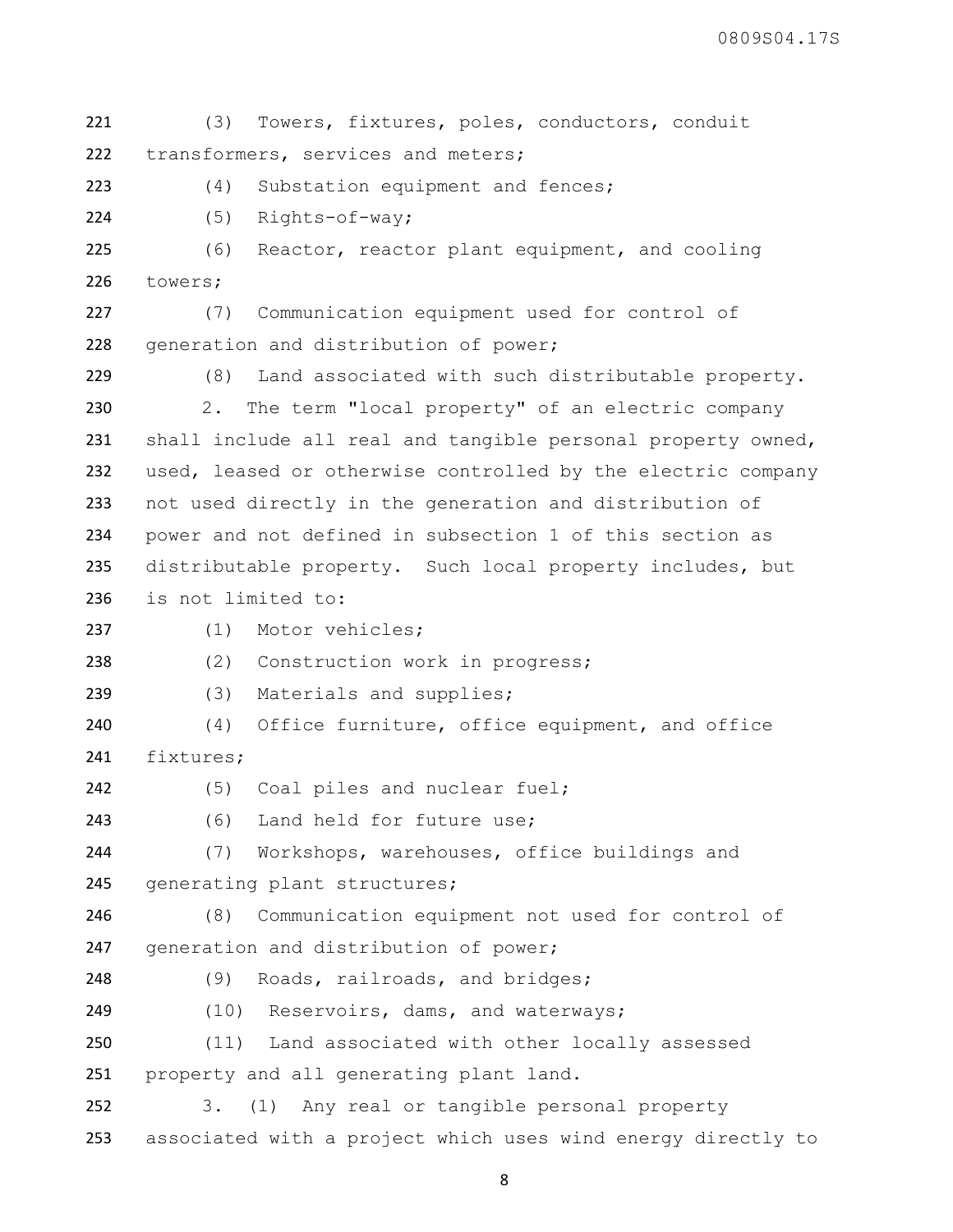(3) Towers, fixtures, poles, conductors, conduit transformers, services and meters;

(4) Substation equipment and fences;

(5) Rights-of-way;

(6) Reactor, reactor plant equipment, and cooling towers;

(7) Communication equipment used for control of generation and distribution of power;

(8) Land associated with such distributable property.

2. The term "local property" of an electric company shall include all real and tangible personal property owned, used, leased or otherwise controlled by the electric company not used directly in the generation and distribution of power and not defined in subsection 1 of this section as distributable property. Such local property includes, but is not limited to:

(1) Motor vehicles;

(2) Construction work in progress;

(3) Materials and supplies;

(4) Office furniture, office equipment, and office fixtures;

(5) Coal piles and nuclear fuel;

(6) Land held for future use;

(7) Workshops, warehouses, office buildings and generating plant structures;

(8) Communication equipment not used for control of generation and distribution of power;

(9) Roads, railroads, and bridges;

(10) Reservoirs, dams, and waterways;

(11) Land associated with other locally assessed property and all generating plant land.

3. (1) Any real or tangible personal property associated with a project which uses wind energy directly to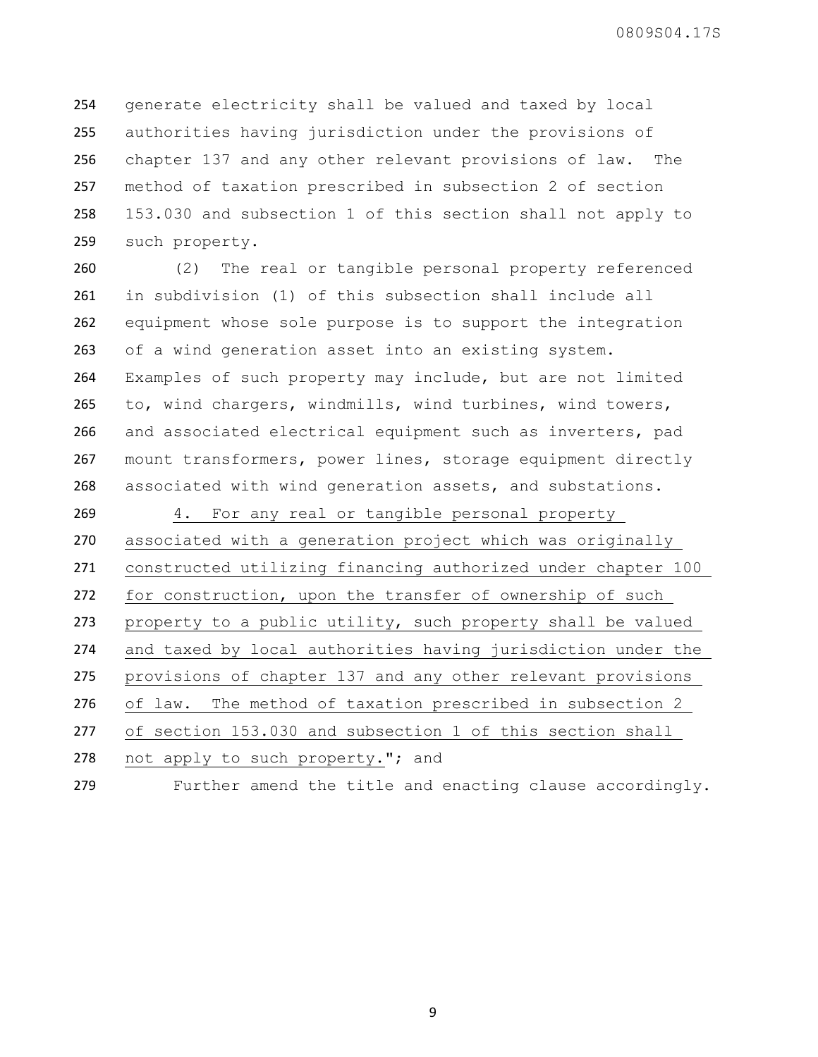generate electricity shall be valued and taxed by local authorities having jurisdiction under the provisions of chapter 137 and any other relevant provisions of law. The method of taxation prescribed in subsection 2 of section 153.030 and subsection 1 of this section shall not apply to such property.

(2) The real or tangible personal property referenced in subdivision (1) of this subsection shall include all equipment whose sole purpose is to support the integration of a wind generation asset into an existing system. Examples of such property may include, but are not limited to, wind chargers, windmills, wind turbines, wind towers, and associated electrical equipment such as inverters, pad mount transformers, power lines, storage equipment directly associated with wind generation assets, and substations.

4. For any real or tangible personal property associated with a generation project which was originally constructed utilizing financing authorized under chapter 100 for construction, upon the transfer of ownership of such property to a public utility, such property shall be valued and taxed by local authorities having jurisdiction under the provisions of chapter 137 and any other relevant provisions of law. The method of taxation prescribed in subsection 2 of section 153.030 and subsection 1 of this section shall not apply to such property."; and

Further amend the title and enacting clause accordingly.